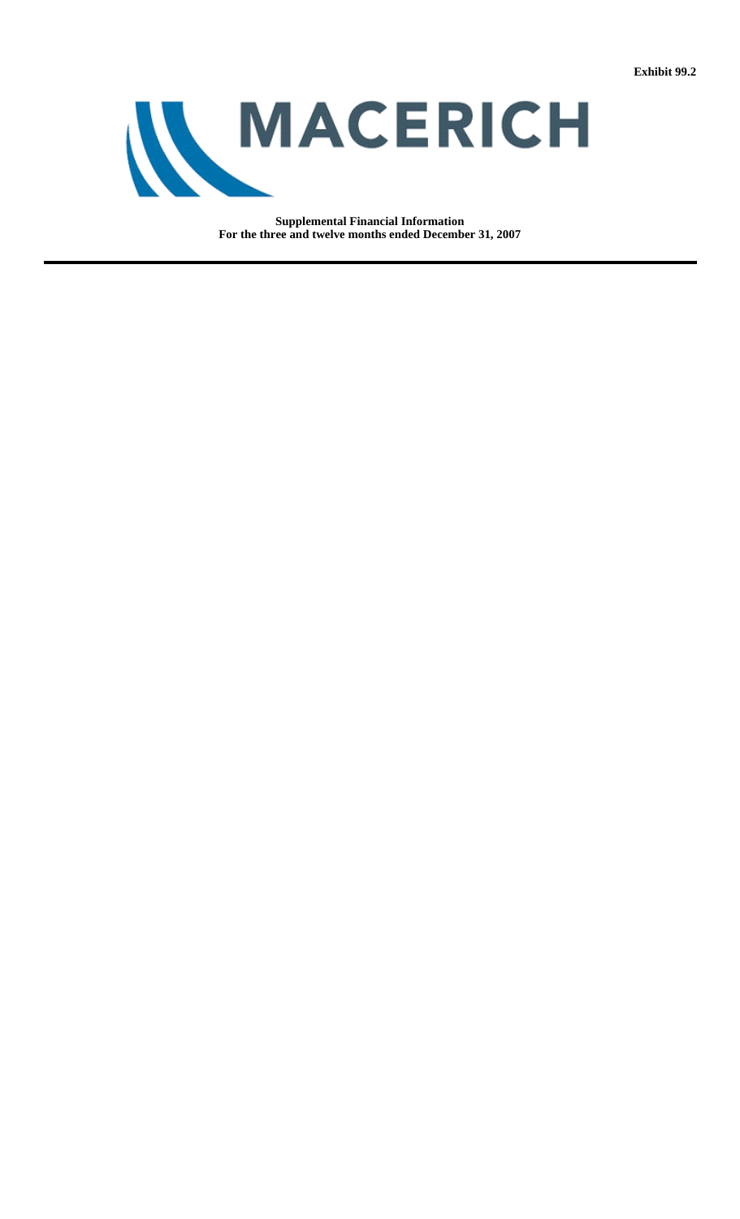Exhibit 99.2

# MACERICH

**Supplemental Financial Information**
**For the three and twelve months ended December 31, 2007**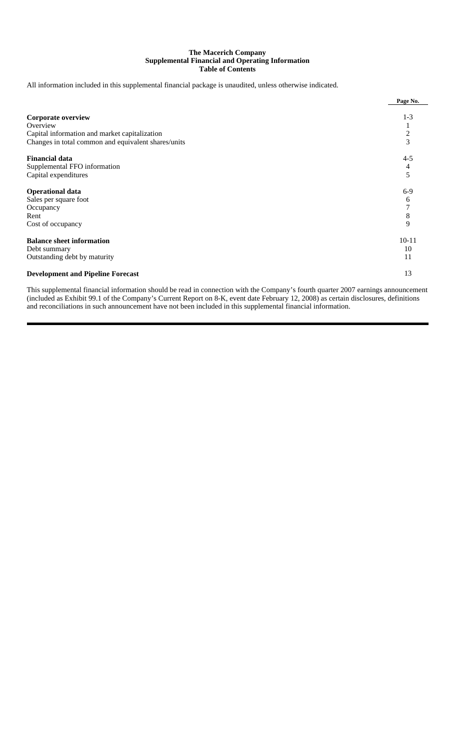**The Macerich Company**
**Supplemental Financial and Operating Information**
**Table of Contents**

All information included in this supplemental financial package is unaudited, unless otherwise indicated.

| | Page No. |
|---|---|
| **Corporate overview** | 1-3 |
| Overview | 1 |
| Capital information and market capitalization | 2 |
| Changes in total common and equivalent shares/units | 3 |
| **Financial data** | 4-5 |
| Supplemental FFO information | 4 |
| Capital expenditures | 5 |
| **Operational data** | 6-9 |
| Sales per square foot | 6 |
| Occupancy | 7 |
| Rent | 8 |
| Cost of occupancy | 9 |
| **Balance sheet information** | 10-11 |
| Debt summary | 10 |
| Outstanding debt by maturity | 11 |
| **Development and Pipeline Forecast** | 13 |

This supplemental financial information should be read in connection with the Company's fourth quarter 2007 earnings announcement (included as Exhibit 99.1 of the Company's Current Report on 8-K, event date February 12, 2008) as certain disclosures, definitions and reconciliations in such announcement have not been included in this supplemental financial information.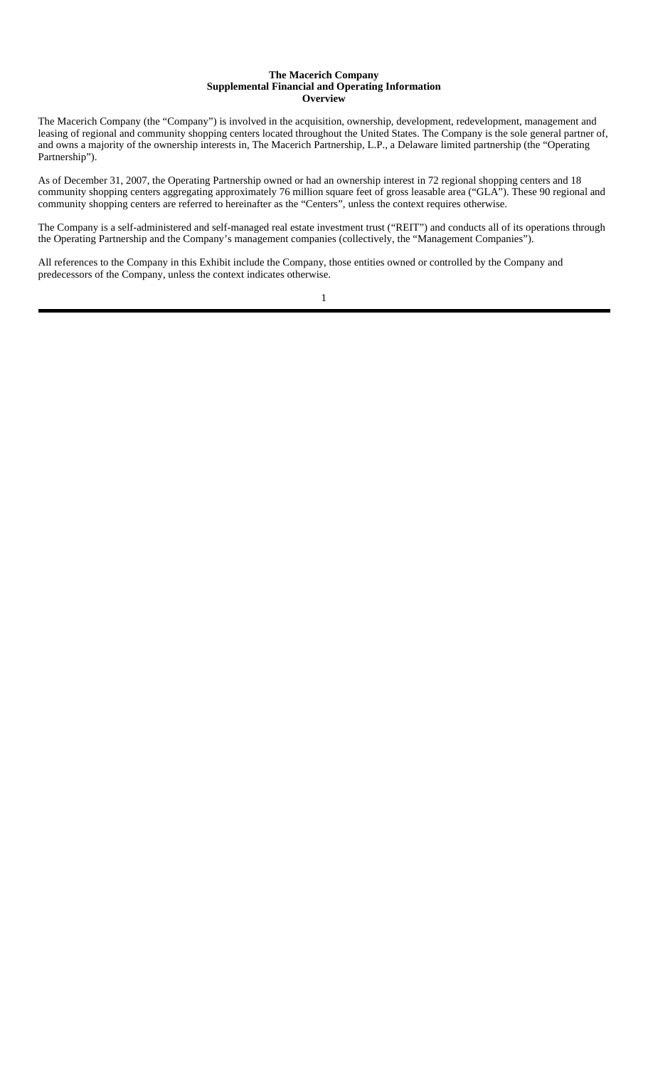**The Macerich Company**
**Supplemental Financial and Operating Information**
**Overview**

The Macerich Company (the "Company") is involved in the acquisition, ownership, development, redevelopment, management and leasing of regional and community shopping centers located throughout the United States. The Company is the sole general partner of, and owns a majority of the ownership interests in, The Macerich Partnership, L.P., a Delaware limited partnership (the "Operating Partnership").

As of December 31, 2007, the Operating Partnership owned or had an ownership interest in 72 regional shopping centers and 18 community shopping centers aggregating approximately 76 million square feet of gross leasable area ("GLA"). These 90 regional and community shopping centers are referred to hereinafter as the "Centers", unless the context requires otherwise.

The Company is a self-administered and self-managed real estate investment trust ("REIT") and conducts all of its operations through the Operating Partnership and the Company's management companies (collectively, the "Management Companies").

All references to the Company in this Exhibit include the Company, those entities owned or controlled by the Company and predecessors of the Company, unless the context indicates otherwise.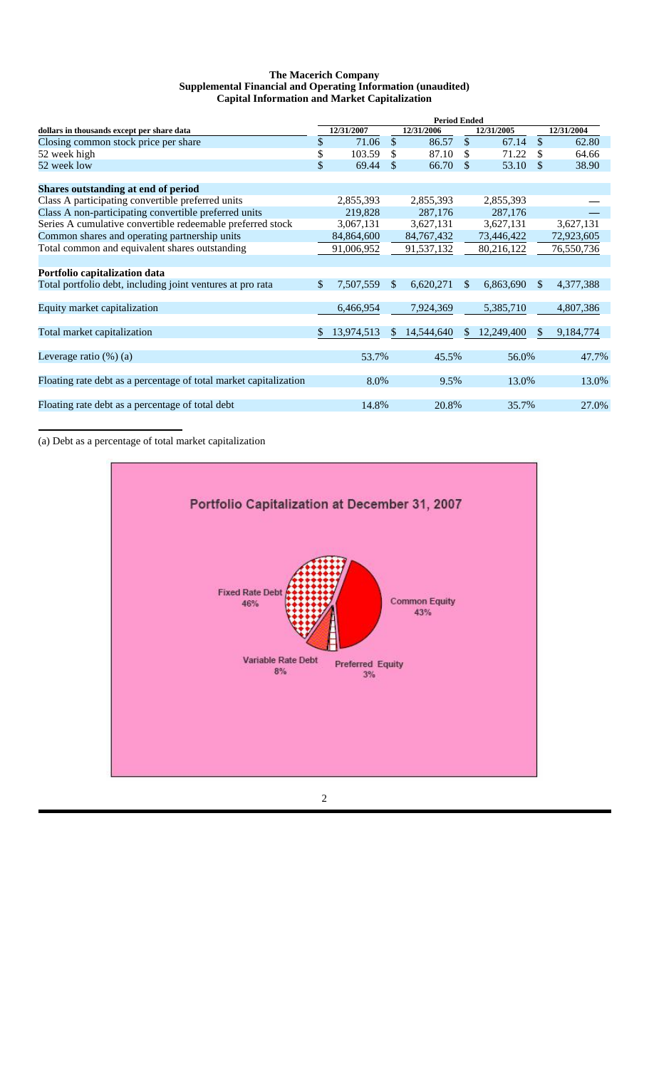**The Macerich Company**
**Supplemental Financial and Operating Information (unaudited)**
**Capital Information and Market Capitalization**

| dollars in thousands except per share data | Period Ended 12/31/2007 | 12/31/2006 | 12/31/2005 | 12/31/2004 |
|---|---|---|---|---|
| Closing common stock price per share | $ 71.06 | $ 86.57 | $ 67.14 | $ 62.80 |
| 52 week high | $ 103.59 | $ 87.10 | $ 71.22 | $ 64.66 |
| 52 week low | $ 69.44 | $ 66.70 | $ 53.10 | $ 38.90 |
| **Shares outstanding at end of period** | | | | |
| Class A participating convertible preferred units | 2,855,393 | 2,855,393 | 2,855,393 | — |
| Class A non-participating convertible preferred units | 219,828 | 287,176 | 287,176 | — |
| Series A cumulative convertible redeemable preferred stock | 3,067,131 | 3,627,131 | 3,627,131 | 3,627,131 |
| Common shares and operating partnership units | 84,864,600 | 84,767,432 | 73,446,422 | 72,923,605 |
| Total common and equivalent shares outstanding | 91,006,952 | 91,537,132 | 80,216,122 | 76,550,736 |
| **Portfolio capitalization data** | | | | |
| Total portfolio debt, including joint ventures at pro rata | $ 7,507,559 | $ 6,620,271 | $ 6,863,690 | $ 4,377,388 |
| Equity market capitalization | 6,466,954 | 7,924,369 | 5,385,710 | 4,807,386 |
| Total market capitalization | $ 13,974,513 | $ 14,544,640 | $ 12,249,400 | $ 9,184,774 |
| Leverage ratio (%) (a) | 53.7% | 45.5% | 56.0% | 47.7% |
| Floating rate debt as a percentage of total market capitalization | 8.0% | 9.5% | 13.0% | 13.0% |
| Floating rate debt as a percentage of total debt | 14.8% | 20.8% | 35.7% | 27.0% |

(a) Debt as a percentage of total market capitalization

**Portfolio Capitalization at December 31, 2007**

Fixed Rate Debt 46%

Common Equity 43%

Variable Rate Debt 8%

Preferred Equity 3%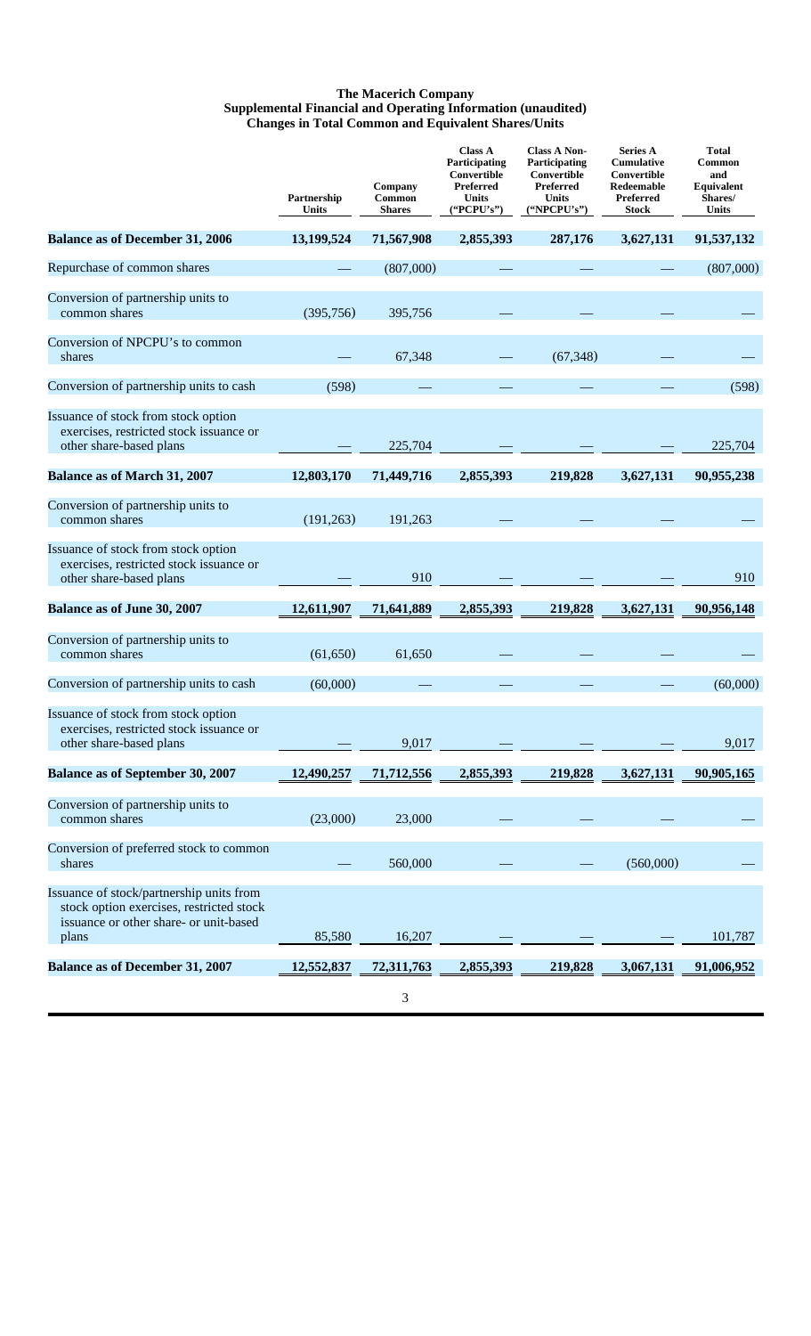# The Macerich Company
## Supplemental Financial and Operating Information (unaudited)
### Changes in Total Common and Equivalent Shares/Units

| | Partnership Units | Company Common Shares | Class A Participating Convertible Preferred Units ("PCPU's") | Class A Non-Participating Convertible Preferred Units ("NPCPU's") | Series A Cumulative Convertible Redeemable Preferred Stock | Total Common and Equivalent Shares/ Units |
|---|---|---|---|---|---|---|
| **Balance as of December 31, 2006** | **13,199,524** | **71,567,908** | **2,855,393** | **287,176** | **3,627,131** | **91,537,132** |
| Repurchase of common shares | — | (807,000) | — | — | — | (807,000) |
| Conversion of partnership units to common shares | (395,756) | 395,756 | — | — | — | — |
| Conversion of NPCPU's to common shares | — | 67,348 | — | (67,348) | — | — |
| Conversion of partnership units to cash | (598) | — | — | — | — | (598) |
| Issuance of stock from stock option exercises, restricted stock issuance or other share-based plans | — | 225,704 | — | — | — | 225,704 |
| **Balance as of March 31, 2007** | **12,803,170** | **71,449,716** | **2,855,393** | **219,828** | **3,627,131** | **90,955,238** |
| Conversion of partnership units to common shares | (191,263) | 191,263 | — | — | — | — |
| Issuance of stock from stock option exercises, restricted stock issuance or other share-based plans | — | 910 | — | — | — | 910 |
| **Balance as of June 30, 2007** | **12,611,907** | **71,641,889** | **2,855,393** | **219,828** | **3,627,131** | **90,956,148** |
| Conversion of partnership units to common shares | (61,650) | 61,650 | — | — | — | — |
| Conversion of partnership units to cash | (60,000) | — | — | — | — | (60,000) |
| Issuance of stock from stock option exercises, restricted stock issuance or other share-based plans | — | 9,017 | — | — | — | 9,017 |
| **Balance as of September 30, 2007** | **12,490,257** | **71,712,556** | **2,855,393** | **219,828** | **3,627,131** | **90,905,165** |
| Conversion of partnership units to common shares | (23,000) | 23,000 | — | — | — | — |
| Conversion of preferred stock to common shares | — | 560,000 | — | — | (560,000) | — |
| Issuance of stock/partnership units from stock option exercises, restricted stock issuance or other share- or unit-based plans | 85,580 | 16,207 | — | — | — | 101,787 |
| **Balance as of December 31, 2007** | **12,552,837** | **72,311,763** | **2,855,393** | **219,828** | **3,067,131** | **91,006,952** |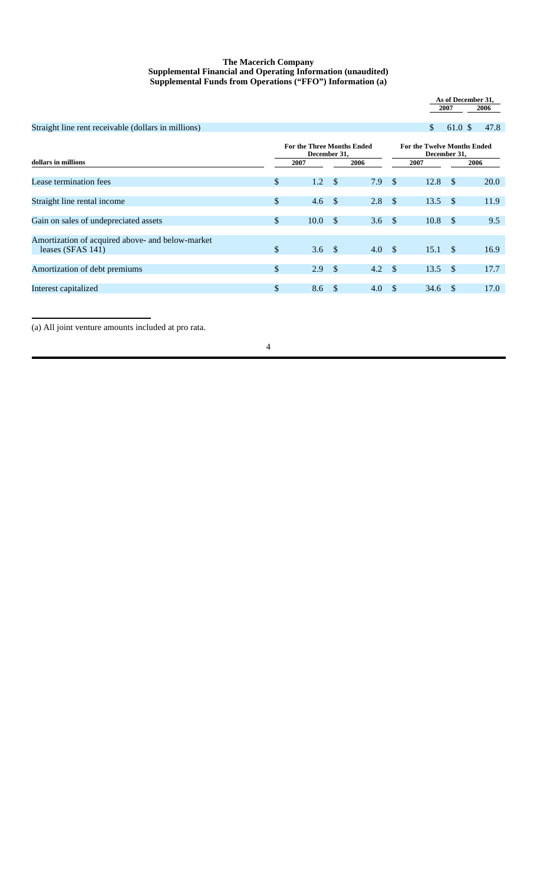**The Macerich Company**
**Supplemental Financial and Operating Information (unaudited)**
**Supplemental Funds from Operations ("FFO") Information (a)**

| | As of December 31, 2007 | As of December 31, 2006 |
|---|---|---|
| Straight line rent receivable (dollars in millions) | $ 61.0 | $ 47.8 |

| dollars in millions | For the Three Months Ended December 31, 2007 | For the Three Months Ended December 31, 2006 | For the Twelve Months Ended December 31, 2007 | For the Twelve Months Ended December 31, 2006 |
|---|---|---|---|---|
| Lease termination fees | $ 1.2 | $ 7.9 | $ 12.8 | $ 20.0 |
| Straight line rental income | $ 4.6 | $ 2.8 | $ 13.5 | $ 11.9 |
| Gain on sales of undepreciated assets | $ 10.0 | $ 3.6 | $ 10.8 | $ 9.5 |
| Amortization of acquired above- and below-market leases (SFAS 141) | $ 3.6 | $ 4.0 | $ 15.1 | $ 16.9 |
| Amortization of debt premiums | $ 2.9 | $ 4.2 | $ 13.5 | $ 17.7 |
| Interest capitalized | $ 8.6 | $ 4.0 | $ 34.6 | $ 17.0 |

(a) All joint venture amounts included at pro rata.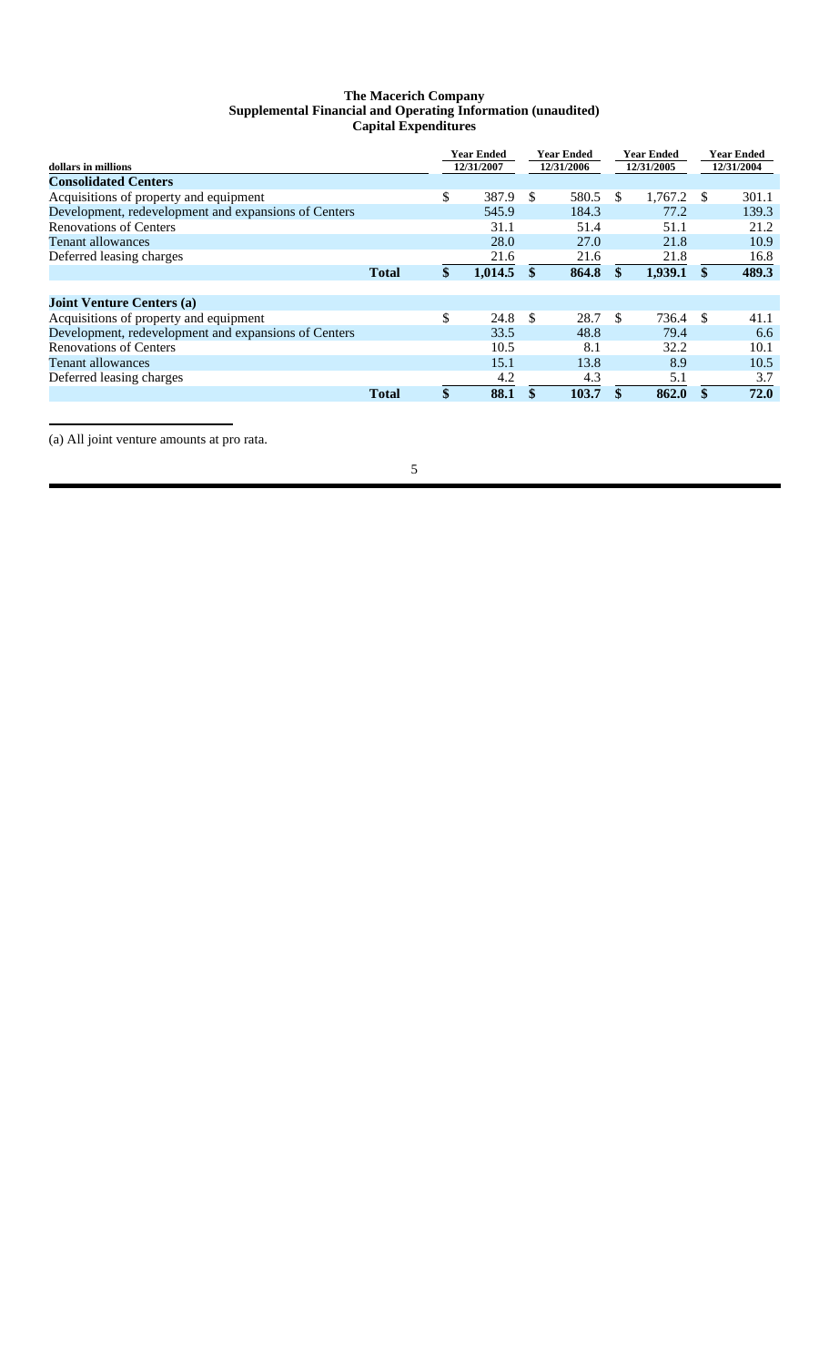# The Macerich Company
## Supplemental Financial and Operating Information (unaudited)
### Capital Expenditures

| dollars in millions | Year Ended 12/31/2007 | Year Ended 12/31/2006 | Year Ended 12/31/2005 | Year Ended 12/31/2004 |
|---|---|---|---|---|
| **Consolidated Centers** | | | | |
| Acquisitions of property and equipment | $ 387.9 | $ 580.5 | $ 1,767.2 | $ 301.1 |
| Development, redevelopment and expansions of Centers | 545.9 | 184.3 | 77.2 | 139.3 |
| Renovations of Centers | 31.1 | 51.4 | 51.1 | 21.2 |
| Tenant allowances | 28.0 | 27.0 | 21.8 | 10.9 |
| Deferred leasing charges | 21.6 | 21.6 | 21.8 | 16.8 |
| **Total** | **$ 1,014.5** | **$ 864.8** | **$ 1,939.1** | **$ 489.3** |
| | | | | |
| **Joint Venture Centers (a)** | | | | |
| Acquisitions of property and equipment | $ 24.8 | $ 28.7 | $ 736.4 | $ 41.1 |
| Development, redevelopment and expansions of Centers | 33.5 | 48.8 | 79.4 | 6.6 |
| Renovations of Centers | 10.5 | 8.1 | 32.2 | 10.1 |
| Tenant allowances | 15.1 | 13.8 | 8.9 | 10.5 |
| Deferred leasing charges | 4.2 | 4.3 | 5.1 | 3.7 |
| **Total** | **$ 88.1** | **$ 103.7** | **$ 862.0** | **$ 72.0** |

(a) All joint venture amounts at pro rata.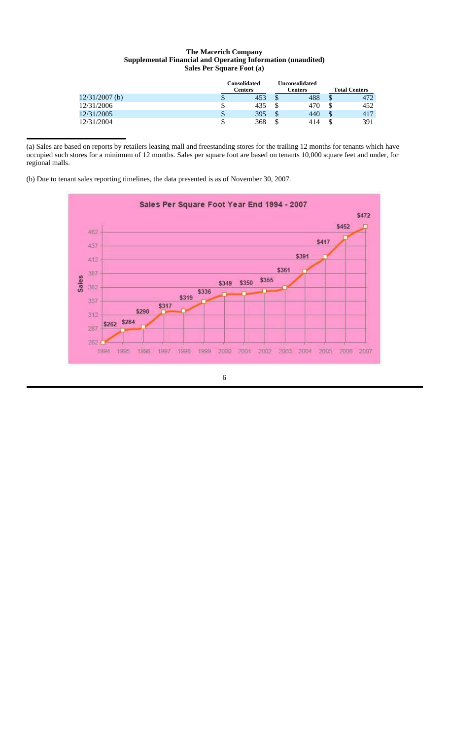**The Macerich Company**
**Supplemental Financial and Operating Information (unaudited)**
**Sales Per Square Foot (a)**

| | Consolidated Centers | Unconsolidated Centers | Total Centers |
|---|---|---|---|
| 12/31/2007 (b) | $ 453 | $ 488 | $ 472 |
| 12/31/2006 | $ 435 | $ 470 | $ 452 |
| 12/31/2005 | $ 395 | $ 440 | $ 417 |
| 12/31/2004 | $ 368 | $ 414 | $ 391 |

(a) Sales are based on reports by retailers leasing mall and freestanding stores for the trailing 12 months for tenants which have occupied such stores for a minimum of 12 months. Sales per square foot are based on tenants 10,000 square feet and under, for regional malls.

(b) Due to tenant sales reporting timelines, the data presented is as of November 30, 2007.

**Sales Per Square Foot Year End 1994 - 2007**

| Year | Sales |
|---|---|
| 1994 | $262 |
| 1995 | $284 |
| 1996 | $290 |
| 1997 | $317 |
| 1998 | $319 |
| 1999 | $336 |
| 2000 | $349 |
| 2001 | $350 |
| 2002 | $355 |
| 2003 | $361 |
| 2004 | $391 |
| 2005 | $417 |
| 2006 | $452 |
| 2007 | $472 |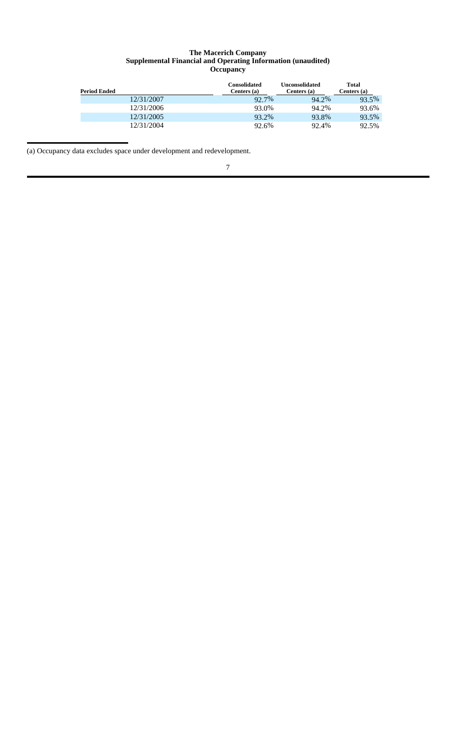# The Macerich Company
## Supplemental Financial and Operating Information (unaudited)
### Occupancy

| Period Ended | Consolidated Centers (a) | Unconsolidated Centers (a) | Total Centers (a) |
|---|---|---|---|
| 12/31/2007 | 92.7% | 94.2% | 93.5% |
| 12/31/2006 | 93.0% | 94.2% | 93.6% |
| 12/31/2005 | 93.2% | 93.8% | 93.5% |
| 12/31/2004 | 92.6% | 92.4% | 92.5% |

(a) Occupancy data excludes space under development and redevelopment.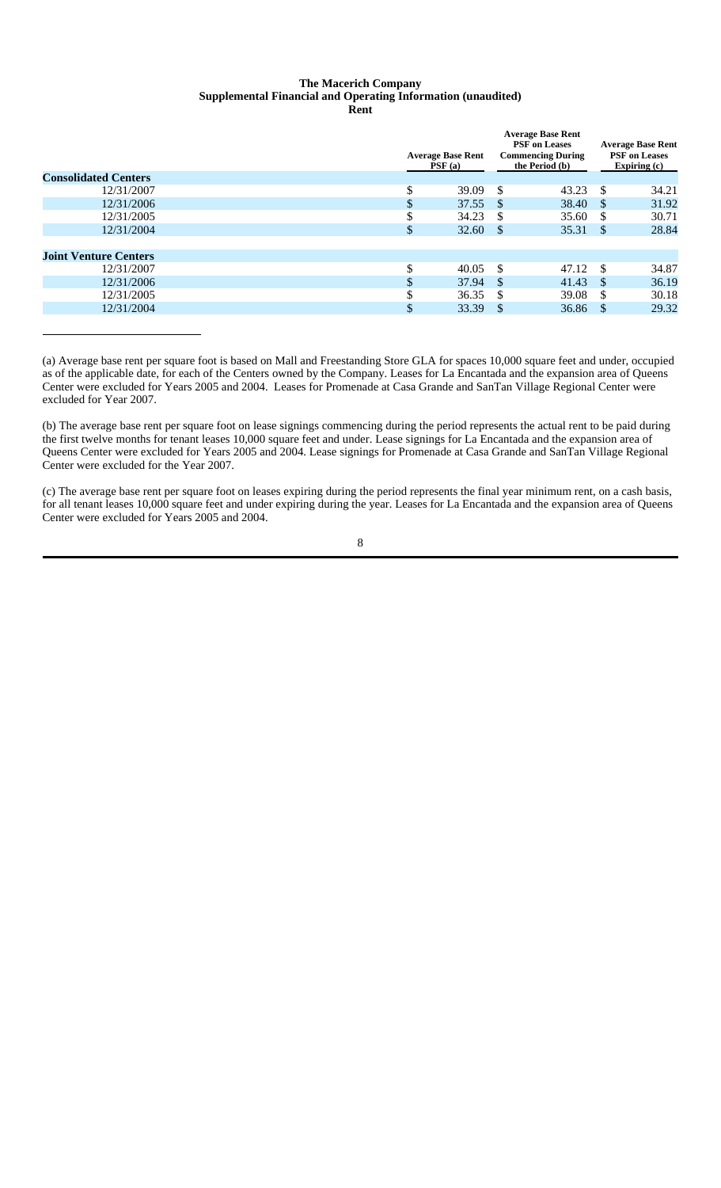**The Macerich Company**
**Supplemental Financial and Operating Information (unaudited)**
**Rent**

| | Average Base Rent PSF (a) | Average Base Rent PSF on Leases Commencing During the Period (b) | Average Base Rent PSF on Leases Expiring (c) |
|---|---|---|---|
| **Consolidated Centers** | | | |
| 12/31/2007 | $ 39.09 | $ 43.23 | $ 34.21 |
| 12/31/2006 | $ 37.55 | $ 38.40 | $ 31.92 |
| 12/31/2005 | $ 34.23 | $ 35.60 | $ 30.71 |
| 12/31/2004 | $ 32.60 | $ 35.31 | $ 28.84 |
| | | | |
| **Joint Venture Centers** | | | |
| 12/31/2007 | $ 40.05 | $ 47.12 | $ 34.87 |
| 12/31/2006 | $ 37.94 | $ 41.43 | $ 36.19 |
| 12/31/2005 | $ 36.35 | $ 39.08 | $ 30.18 |
| 12/31/2004 | $ 33.39 | $ 36.86 | $ 29.32 |

(a) Average base rent per square foot is based on Mall and Freestanding Store GLA for spaces 10,000 square feet and under, occupied as of the applicable date, for each of the Centers owned by the Company. Leases for La Encantada and the expansion area of Queens Center were excluded for Years 2005 and 2004. Leases for Promenade at Casa Grande and SanTan Village Regional Center were excluded for Year 2007.

(b) The average base rent per square foot on lease signings commencing during the period represents the actual rent to be paid during the first twelve months for tenant leases 10,000 square feet and under. Lease signings for La Encantada and the expansion area of Queens Center were excluded for Years 2005 and 2004. Lease signings for Promenade at Casa Grande and SanTan Village Regional Center were excluded for the Year 2007.

(c) The average base rent per square foot on leases expiring during the period represents the final year minimum rent, on a cash basis, for all tenant leases 10,000 square feet and under expiring during the year. Leases for La Encantada and the expansion area of Queens Center were excluded for Years 2005 and 2004.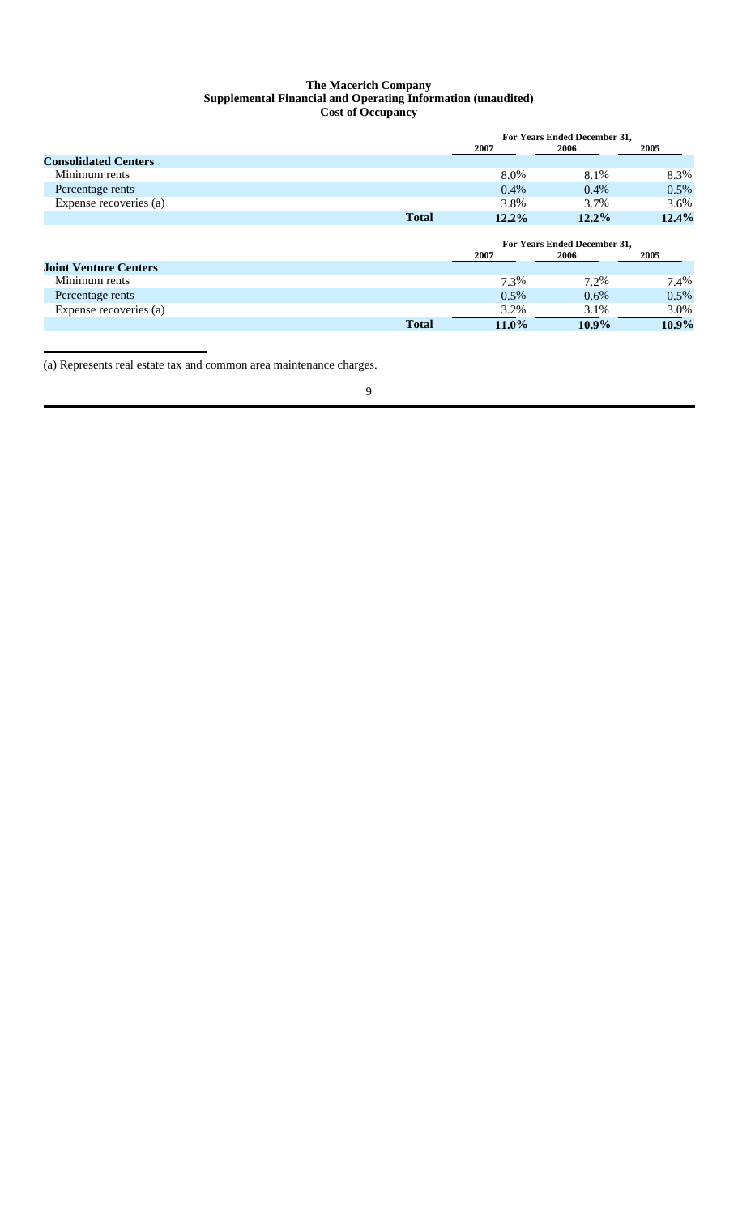# The Macerich Company
## Supplemental Financial and Operating Information (unaudited)
### Cost of Occupancy

| | For Years Ended December 31, | | |
|---|---|---|---|
| | 2007 | 2006 | 2005 |
| **Consolidated Centers** | | | |
| Minimum rents | 8.0% | 8.1% | 8.3% |
| Percentage rents | 0.4% | 0.4% | 0.5% |
| Expense recoveries (a) | 3.8% | 3.7% | 3.6% |
| **Total** | **12.2%** | **12.2%** | **12.4%** |

| | For Years Ended December 31, | | |
|---|---|---|---|
| | 2007 | 2006 | 2005 |
| **Joint Venture Centers** | | | |
| Minimum rents | 7.3% | 7.2% | 7.4% |
| Percentage rents | 0.5% | 0.6% | 0.5% |
| Expense recoveries (a) | 3.2% | 3.1% | 3.0% |
| **Total** | **11.0%** | **10.9%** | **10.9%** |

(a) Represents real estate tax and common area maintenance charges.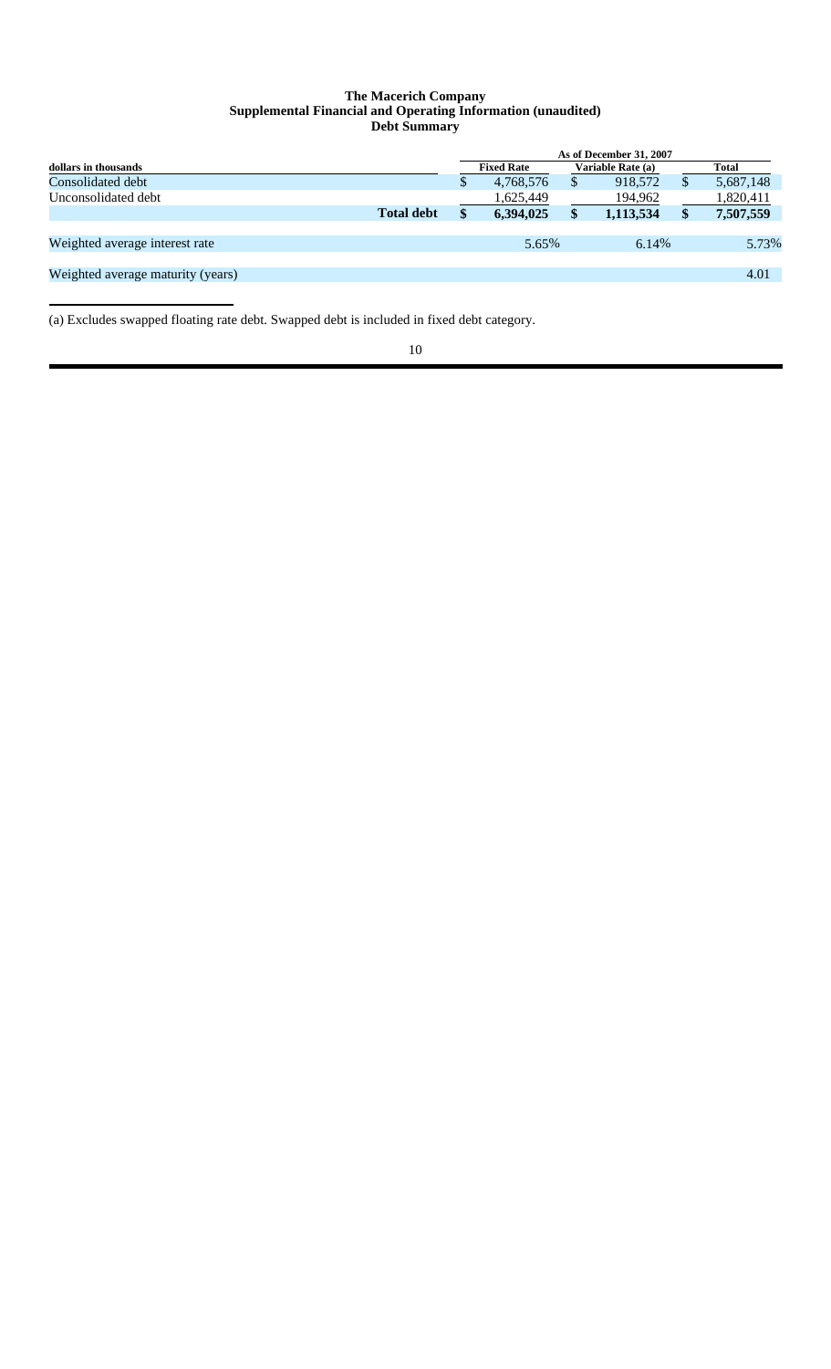**The Macerich Company**
**Supplemental Financial and Operating Information (unaudited)**
**Debt Summary**

| dollars in thousands | As of December 31, 2007 Fixed Rate | Variable Rate (a) | Total |
|---|---|---|---|
| Consolidated debt | $ 4,768,576 | $ 918,572 | $ 5,687,148 |
| Unconsolidated debt | 1,625,449 | 194,962 | 1,820,411 |
| **Total debt** | **$ 6,394,025** | **$ 1,113,534** | **$ 7,507,559** |
| Weighted average interest rate | 5.65% | 6.14% | 5.73% |
| Weighted average maturity (years) | | | 4.01 |

(a) Excludes swapped floating rate debt. Swapped debt is included in fixed debt category.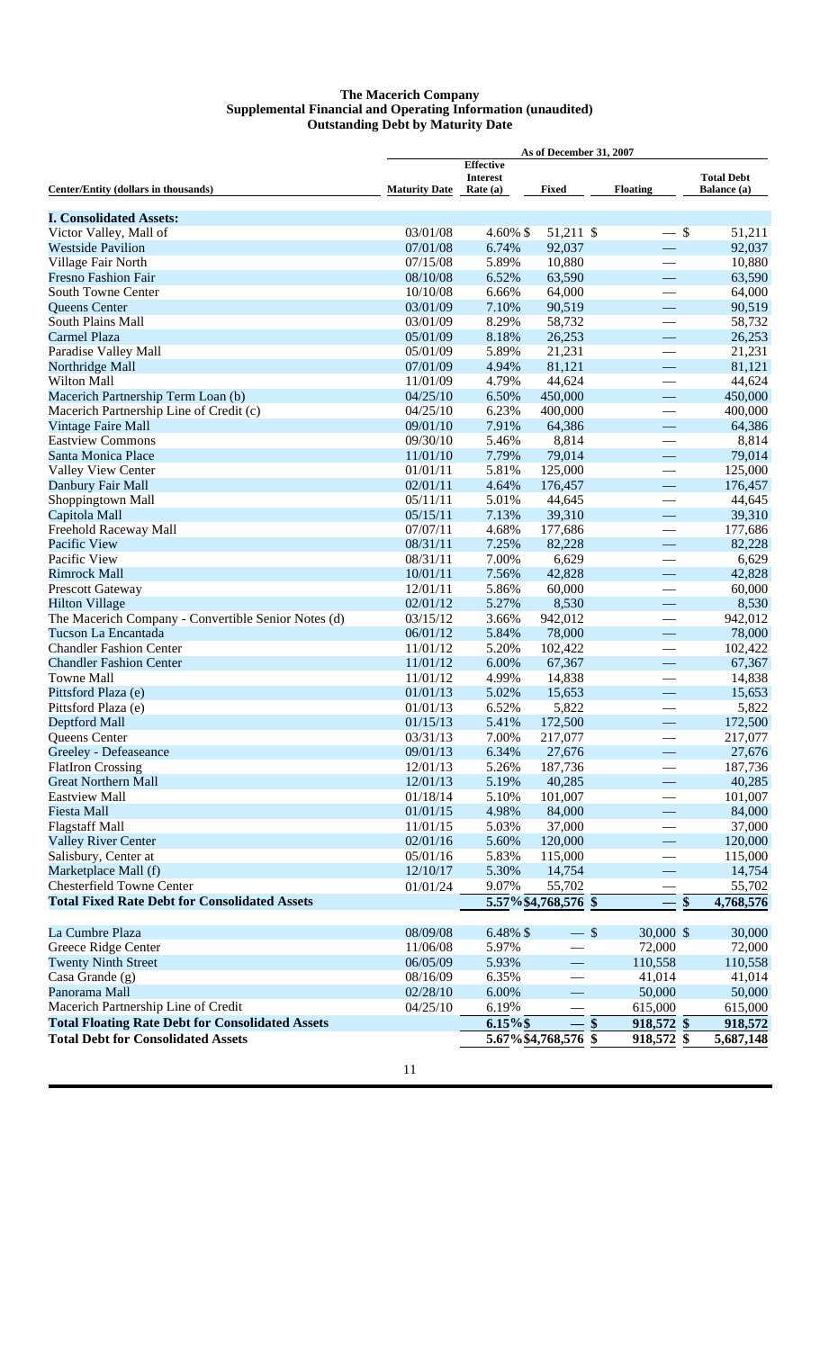**The Macerich Company**
**Supplemental Financial and Operating Information (unaudited)**
**Outstanding Debt by Maturity Date**

| | As of December 31, 2007 | | | | |
|---|---|---|---|---|---|
| **Center/Entity (dollars in thousands)** | **Maturity Date** | **Effective Interest Rate (a)** | **Fixed** | **Floating** | **Total Debt Balance (a)** |
| **I. Consolidated Assets:** | | | | | |
| Victor Valley, Mall of | 03/01/08 | 4.60% | $ 51,211 | $ — | $ 51,211 |
| Westside Pavilion | 07/01/08 | 6.74% | 92,037 | — | 92,037 |
| Village Fair North | 07/15/08 | 5.89% | 10,880 | — | 10,880 |
| Fresno Fashion Fair | 08/10/08 | 6.52% | 63,590 | — | 63,590 |
| South Towne Center | 10/10/08 | 6.66% | 64,000 | — | 64,000 |
| Queens Center | 03/01/09 | 7.10% | 90,519 | — | 90,519 |
| South Plains Mall | 03/01/09 | 8.29% | 58,732 | — | 58,732 |
| Carmel Plaza | 05/01/09 | 8.18% | 26,253 | — | 26,253 |
| Paradise Valley Mall | 05/01/09 | 5.89% | 21,231 | — | 21,231 |
| Northridge Mall | 07/01/09 | 4.94% | 81,121 | — | 81,121 |
| Wilton Mall | 11/01/09 | 4.79% | 44,624 | — | 44,624 |
| Macerich Partnership Term Loan (b) | 04/25/10 | 6.50% | 450,000 | — | 450,000 |
| Macerich Partnership Line of Credit (c) | 04/25/10 | 6.23% | 400,000 | — | 400,000 |
| Vintage Faire Mall | 09/01/10 | 7.91% | 64,386 | — | 64,386 |
| Eastview Commons | 09/30/10 | 5.46% | 8,814 | — | 8,814 |
| Santa Monica Place | 11/01/10 | 7.79% | 79,014 | — | 79,014 |
| Valley View Center | 01/01/11 | 5.81% | 125,000 | — | 125,000 |
| Danbury Fair Mall | 02/01/11 | 4.64% | 176,457 | — | 176,457 |
| Shoppingtown Mall | 05/11/11 | 5.01% | 44,645 | — | 44,645 |
| Capitola Mall | 05/15/11 | 7.13% | 39,310 | — | 39,310 |
| Freehold Raceway Mall | 07/07/11 | 4.68% | 177,686 | — | 177,686 |
| Pacific View | 08/31/11 | 7.25% | 82,228 | — | 82,228 |
| Pacific View | 08/31/11 | 7.00% | 6,629 | — | 6,629 |
| Rimrock Mall | 10/01/11 | 7.56% | 42,828 | — | 42,828 |
| Prescott Gateway | 12/01/11 | 5.86% | 60,000 | — | 60,000 |
| Hilton Village | 02/01/12 | 5.27% | 8,530 | — | 8,530 |
| The Macerich Company - Convertible Senior Notes (d) | 03/15/12 | 3.66% | 942,012 | — | 942,012 |
| Tucson La Encantada | 06/01/12 | 5.84% | 78,000 | — | 78,000 |
| Chandler Fashion Center | 11/01/12 | 5.20% | 102,422 | — | 102,422 |
| Chandler Fashion Center | 11/01/12 | 6.00% | 67,367 | — | 67,367 |
| Towne Mall | 11/01/12 | 4.99% | 14,838 | — | 14,838 |
| Pittsford Plaza (e) | 01/01/13 | 5.02% | 15,653 | — | 15,653 |
| Pittsford Plaza (e) | 01/01/13 | 6.52% | 5,822 | — | 5,822 |
| Deptford Mall | 01/15/13 | 5.41% | 172,500 | — | 172,500 |
| Queens Center | 03/31/13 | 7.00% | 217,077 | — | 217,077 |
| Greeley - Defeaseance | 09/01/13 | 6.34% | 27,676 | — | 27,676 |
| FlatIron Crossing | 12/01/13 | 5.26% | 187,736 | — | 187,736 |
| Great Northern Mall | 12/01/13 | 5.19% | 40,285 | — | 40,285 |
| Eastview Mall | 01/18/14 | 5.10% | 101,007 | — | 101,007 |
| Fiesta Mall | 01/01/15 | 4.98% | 84,000 | — | 84,000 |
| Flagstaff Mall | 11/01/15 | 5.03% | 37,000 | — | 37,000 |
| Valley River Center | 02/01/16 | 5.60% | 120,000 | — | 120,000 |
| Salisbury, Center at | 05/01/16 | 5.83% | 115,000 | — | 115,000 |
| Marketplace Mall (f) | 12/10/17 | 5.30% | 14,754 | — | 14,754 |
| Chesterfield Towne Center | 01/01/24 | 9.07% | 55,702 | — | 55,702 |
| **Total Fixed Rate Debt for Consolidated Assets** | | **5.57%** | **$4,768,576** | **$ —** | **$ 4,768,576** |
| | | | | | |
| La Cumbre Plaza | 08/09/08 | 6.48% | $ — | $ 30,000 | $ 30,000 |
| Greece Ridge Center | 11/06/08 | 5.97% | — | 72,000 | 72,000 |
| Twenty Ninth Street | 06/05/09 | 5.93% | — | 110,558 | 110,558 |
| Casa Grande (g) | 08/16/09 | 6.35% | — | 41,014 | 41,014 |
| Panorama Mall | 02/28/10 | 6.00% | — | 50,000 | 50,000 |
| Macerich Partnership Line of Credit | 04/25/10 | 6.19% | — | 615,000 | 615,000 |
| **Total Floating Rate Debt for Consolidated Assets** | | **6.15%** | **$ —** | **$ 918,572** | **$ 918,572** |
| **Total Debt for Consolidated Assets** | | **5.67%** | **$4,768,576** | **$ 918,572** | **$ 5,687,148** |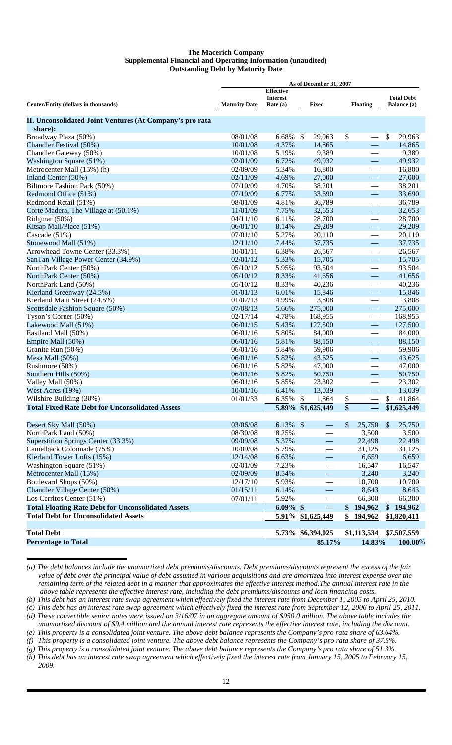**The Macerich Company**
**Supplemental Financial and Operating Information (unaudited)**
**Outstanding Debt by Maturity Date**

| Center/Entity (dollars in thousands) | Maturity Date | Effective Interest Rate (a) | Fixed | Floating | Total Debt Balance (a) |
|---|---|---|---|---|---|
| | | As of December 31, 2007 | | | |
| **II. Unconsolidated Joint Ventures (At Company's pro rata share):** | | | | | |
| Broadway Plaza (50%) | 08/01/08 | 6.68% | $ 29,963 | $ — | $ 29,963 |
| Chandler Festival (50%) | 10/01/08 | 4.37% | 14,865 | — | 14,865 |
| Chandler Gateway (50%) | 10/01/08 | 5.19% | 9,389 | — | 9,389 |
| Washington Square (51%) | 02/01/09 | 6.72% | 49,932 | — | 49,932 |
| Metrocenter Mall (15%) (h) | 02/09/09 | 5.34% | 16,800 | — | 16,800 |
| Inland Center (50%) | 02/11/09 | 4.69% | 27,000 | — | 27,000 |
| Biltmore Fashion Park (50%) | 07/10/09 | 4.70% | 38,201 | — | 38,201 |
| Redmond Office (51%) | 07/10/09 | 6.77% | 33,690 | — | 33,690 |
| Redmond Retail (51%) | 08/01/09 | 4.81% | 36,789 | — | 36,789 |
| Corte Madera, The Village at (50.1%) | 11/01/09 | 7.75% | 32,653 | — | 32,653 |
| Ridgmar (50%) | 04/11/10 | 6.11% | 28,700 | — | 28,700 |
| Kitsap Mall/Place (51%) | 06/01/10 | 8.14% | 29,209 | — | 29,209 |
| Cascade (51%) | 07/01/10 | 5.27% | 20,110 | — | 20,110 |
| Stonewood Mall (51%) | 12/11/10 | 7.44% | 37,735 | — | 37,735 |
| Arrowhead Towne Center (33.3%) | 10/01/11 | 6.38% | 26,567 | — | 26,567 |
| SanTan Village Power Center (34.9%) | 02/01/12 | 5.33% | 15,705 | — | 15,705 |
| NorthPark Center (50%) | 05/10/12 | 5.95% | 93,504 | — | 93,504 |
| NorthPark Center (50%) | 05/10/12 | 8.33% | 41,656 | — | 41,656 |
| NorthPark Land (50%) | 05/10/12 | 8.33% | 40,236 | — | 40,236 |
| Kierland Greenway (24.5%) | 01/01/13 | 6.01% | 15,846 | — | 15,846 |
| Kierland Main Street (24.5%) | 01/02/13 | 4.99% | 3,808 | — | 3,808 |
| Scottsdale Fashion Square (50%) | 07/08/13 | 5.66% | 275,000 | — | 275,000 |
| Tyson's Corner (50%) | 02/17/14 | 4.78% | 168,955 | — | 168,955 |
| Lakewood Mall (51%) | 06/01/15 | 5.43% | 127,500 | — | 127,500 |
| Eastland Mall (50%) | 06/01/16 | 5.80% | 84,000 | — | 84,000 |
| Empire Mall (50%) | 06/01/16 | 5.81% | 88,150 | — | 88,150 |
| Granite Run (50%) | 06/01/16 | 5.84% | 59,906 | — | 59,906 |
| Mesa Mall (50%) | 06/01/16 | 5.82% | 43,625 | — | 43,625 |
| Rushmore (50%) | 06/01/16 | 5.82% | 47,000 | — | 47,000 |
| Southern Hills (50%) | 06/01/16 | 5.82% | 50,750 | — | 50,750 |
| Valley Mall (50%) | 06/01/16 | 5.85% | 23,302 | — | 23,302 |
| West Acres (19%) | 10/01/16 | 6.41% | 13,039 | — | 13,039 |
| Wilshire Building (30%) | 01/01/33 | 6.35% | $ 1,864 | $ — | $ 41,864 |
| **Total Fixed Rate Debt for Unconsolidated Assets** | | **5.89%** | **$1,625,449** | **$ —** | **$1,625,449** |
| | | | | | |
| Desert Sky Mall (50%) | 03/06/08 | 6.13% | $ — | $ 25,750 | $ 25,750 |
| NorthPark Land (50%) | 08/30/08 | 8.25% | — | 3,500 | 3,500 |
| Superstition Springs Center (33.3%) | 09/09/08 | 5.37% | — | 22,498 | 22,498 |
| Camelback Colonnade (75%) | 10/09/08 | 5.79% | — | 31,125 | 31,125 |
| Kierland Tower Lofts (15%) | 12/14/08 | 6.63% | — | 6,659 | 6,659 |
| Washington Square (51%) | 02/01/09 | 7.23% | — | 16,547 | 16,547 |
| Metrocenter Mall (15%) | 02/09/09 | 8.54% | — | 3,240 | 3,240 |
| Boulevard Shops (50%) | 12/17/10 | 5.93% | — | 10,700 | 10,700 |
| Chandler Village Center (50%) | 01/15/11 | 6.14% | — | 8,643 | 8,643 |
| Los Cerritos Center (51%) | 07/01/11 | 5.92% | — | 66,300 | 66,300 |
| **Total Floating Rate Debt for Unconsolidated Assets** | | **6.09%** | **$ —** | **$ 194,962** | **$ 194,962** |
| **Total Debt for Unconsolidated Assets** | | **5.91%** | **$1,625,449** | **$ 194,962** | **$1,820,411** |
| | | | | | |
| **Total Debt** | | **5.73%** | **$6,394,025** | **$1,113,534** | **$7,507,559** |
| **Percentage to Total** | | | **85.17%** | **14.83%** | **100.00%** |

*(a) The debt balances include the unamortized debt premiums/discounts. Debt premiums/discounts represent the excess of the fair value of debt over the principal value of debt assumed in various acquisitions and are amortized into interest expense over the remaining term of the related debt in a manner that approximates the effective interest method.The annual interest rate in the above table represents the effective interest rate, including the debt premiums/discounts and loan financing costs.*

*(b) This debt has an interest rate swap agreement which effectively fixed the interest rate from December 1, 2005 to April 25, 2010.*

*(c) This debt has an interest rate swap agreement which effectively fixed the interest rate from September 12, 2006 to April 25, 2011.*

*(d) These convertible senior notes were issued on 3/16/07 in an aggregate amount of $950.0 million. The above table includes the unamortized discount of $9.4 million and the annual interest rate represents the effective interest rate, including the discount.*

*(e) This property is a consolidated joint venture. The above debt balance represents the Company's pro rata share of 63.64%.*

*(f) This property is a consolidated joint venture. The above debt balance represents the Company's pro rata share of 37.5%.*

*(g) This property is a consolidated joint venture. The above debt balance represents the Company's pro rata share of 51.3%.*

*(h) This debt has an interest rate swap agreement which effectively fixed the interest rate from January 15, 2005 to February 15, 2009.*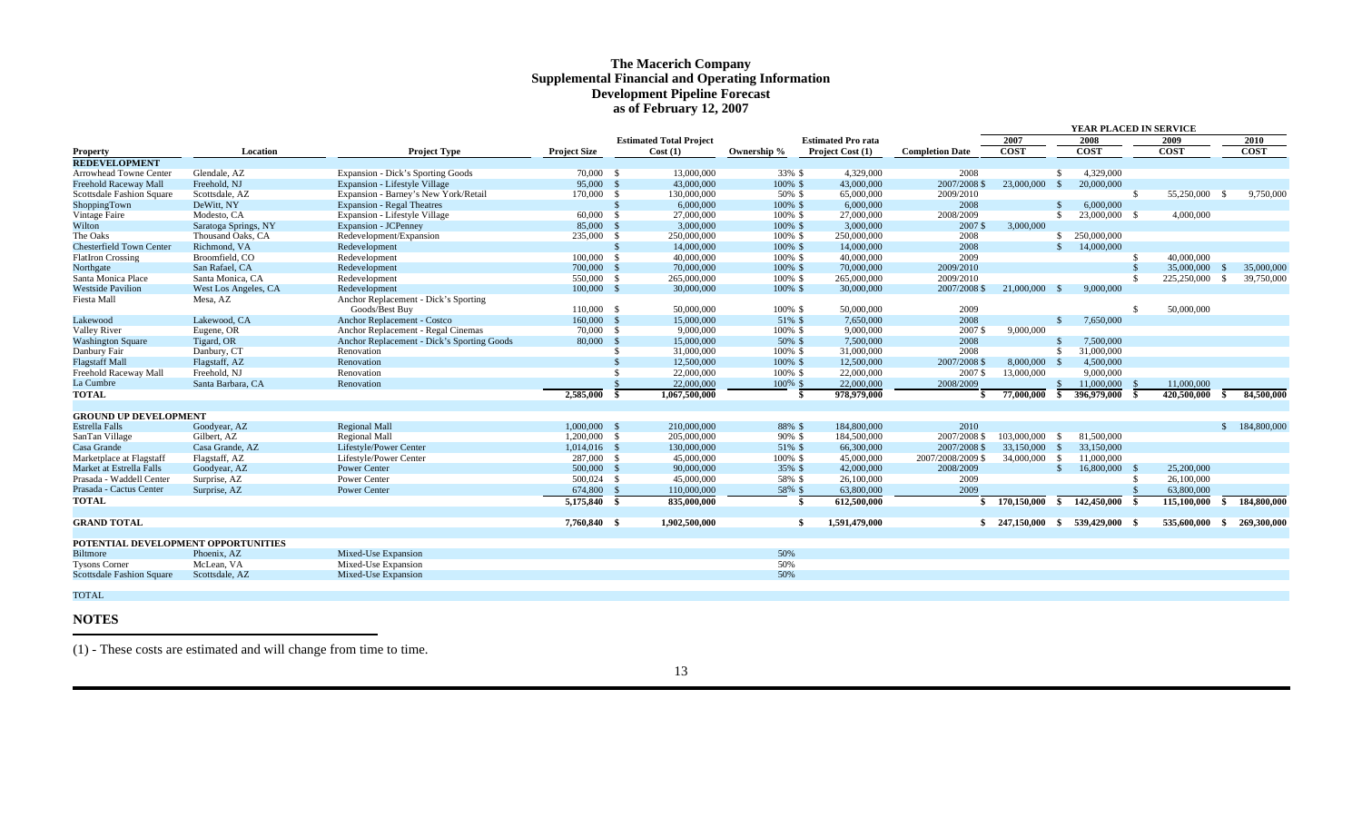# The Macerich Company
## Supplemental Financial and Operating Information
## Development Pipeline Forecast
## as of February 12, 2007

| | | | | | | | | YEAR PLACED IN SERVICE | | | |
|---|---|---|---|---|---|---|---|---|---|---|---|
| Property | Location | Project Type | Project Size | Estimated Total Project Cost (1) | Ownership % | Estimated Pro rata Project Cost (1) | Completion Date | 2007 COST | 2008 COST | 2009 COST | 2010 COST |
| **REDEVELOPMENT** | | | | | | | | | | | |
| Arrowhead Towne Center | Glendale, AZ | Expansion - Dick's Sporting Goods | 70,000 | $ 13,000,000 | 33% | $ 4,329,000 | 2008 | | $ 4,329,000 | | |
| Freehold Raceway Mall | Freehold, NJ | Expansion - Lifestyle Village | 95,000 | $ 43,000,000 | 100% | $ 43,000,000 | 2007/2008 | $ 23,000,000 | $ 20,000,000 | | |
| Scottsdale Fashion Square | Scottsdale, AZ | Expansion - Barney's New York/Retail | 170,000 | $ 130,000,000 | 50% | $ 65,000,000 | 2009/2010 | | | $ 55,250,000 | $ 9,750,000 |
| ShoppingTown | DeWitt, NY | Expansion - Regal Theatres | | $ 6,000,000 | 100% | $ 6,000,000 | 2008 | | $ 6,000,000 | | |
| Vintage Faire | Modesto, CA | Expansion - Lifestyle Village | 60,000 | $ 27,000,000 | 100% | $ 27,000,000 | 2008/2009 | | $ 23,000,000 | $ 4,000,000 | |
| Wilton | Saratoga Springs, NY | Expansion - JCPenney | 85,000 | $ 3,000,000 | 100% | $ 3,000,000 | 2007 | $ 3,000,000 | | | |
| The Oaks | Thousand Oaks, CA | Redevelopment/Expansion | 235,000 | $ 250,000,000 | 100% | $ 250,000,000 | 2008 | | $ 250,000,000 | | |
| Chesterfield Town Center | Richmond, VA | Redevelopment | | $ 14,000,000 | 100% | $ 14,000,000 | 2008 | | $ 14,000,000 | | |
| FlatIron Crossing | Broomfield, CO | Redevelopment | 100,000 | $ 40,000,000 | 100% | $ 40,000,000 | 2009 | | | $ 40,000,000 | |
| Northgate | San Rafael, CA | Redevelopment | 700,000 | $ 70,000,000 | 100% | $ 70,000,000 | 2009/2010 | | | $ 35,000,000 | $ 35,000,000 |
| Santa Monica Place | Santa Monica, CA | Redevelopment | 550,000 | $ 265,000,000 | 100% | $ 265,000,000 | 2009/2010 | | | $ 225,250,000 | $ 39,750,000 |
| Westside Pavilion | West Los Angeles, CA | Redevelopment | 100,000 | $ 30,000,000 | 100% | $ 30,000,000 | 2007/2008 | $ 21,000,000 | $ 9,000,000 | | |
| Fiesta Mall | Mesa, AZ | Anchor Replacement - Dick's Sporting Goods/Best Buy | 110,000 | $ 50,000,000 | 100% | $ 50,000,000 | 2009 | | | $ 50,000,000 | |
| Lakewood | Lakewood, CA | Anchor Replacement - Costco | 160,000 | $ 15,000,000 | 51% | $ 7,650,000 | 2008 | | $ 7,650,000 | | |
| Valley River | Eugene, OR | Anchor Replacement - Regal Cinemas | 70,000 | $ 9,000,000 | 100% | $ 9,000,000 | 2007 | $ 9,000,000 | | | |
| Washington Square | Tigard, OR | Anchor Replacement - Dick's Sporting Goods | 80,000 | $ 15,000,000 | 50% | $ 7,500,000 | 2008 | | $ 7,500,000 | | |
| Danbury Fair | Danbury, CT | Renovation | | $ 31,000,000 | 100% | $ 31,000,000 | 2008 | | $ 31,000,000 | | |
| Flagstaff Mall | Flagstaff, AZ | Renovation | | $ 12,500,000 | 100% | $ 12,500,000 | 2007/2008 | $ 8,000,000 | $ 4,500,000 | | |
| Freehold Raceway Mall | Freehold, NJ | Renovation | | $ 22,000,000 | 100% | $ 22,000,000 | 2007 | $ 13,000,000 | 9,000,000 | | |
| La Cumbre | Santa Barbara, CA | Renovation | | $ 22,000,000 | 100% | $ 22,000,000 | 2008/2009 | | $ 11,000,000 | $ 11,000,000 | |
| **TOTAL** | | | 2,585,000 | $ 1,067,500,000 | | $ 978,979,000 | | $ 77,000,000 | $ 396,979,000 | $ 420,500,000 | $ 84,500,000 |
| **GROUND UP DEVELOPMENT** | | | | | | | | | | | |
| Estrella Falls | Goodyear, AZ | Regional Mall | 1,000,000 | $ 210,000,000 | 88% | $ 184,800,000 | 2010 | | | | $ 184,800,000 |
| SanTan Village | Gilbert, AZ | Regional Mall | 1,200,000 | $ 205,000,000 | 90% | $ 184,500,000 | 2007/2008 | $ 103,000,000 | $ 81,500,000 | | |
| Casa Grande | Casa Grande, AZ | Lifestyle/Power Center | 1,014,016 | $ 130,000,000 | 51% | $ 66,300,000 | 2007/2008 | $ 33,150,000 | $ 33,150,000 | | |
| Marketplace at Flagstaff | Flagstaff, AZ | Lifestyle/Power Center | 287,000 | $ 45,000,000 | 100% | $ 45,000,000 | 2007/2008/2009 | $ 34,000,000 | $ 11,000,000 | | |
| Market at Estrella Falls | Goodyear, AZ | Power Center | 500,000 | $ 90,000,000 | 35% | $ 42,000,000 | 2008/2009 | | $ 16,800,000 | $ 25,200,000 | |
| Prasada - Waddell Center | Surprise, AZ | Power Center | 500,024 | $ 45,000,000 | 58% | $ 26,100,000 | 2009 | | | $ 26,100,000 | |
| Prasada - Cactus Center | Surprise, AZ | Power Center | 674,800 | $ 110,000,000 | 58% | $ 63,800,000 | 2009 | | | $ 63,800,000 | |
| **TOTAL** | | | 5,175,840 | $ 835,000,000 | | $ 612,500,000 | | $ 170,150,000 | $ 142,450,000 | $ 115,100,000 | $ 184,800,000 |
| **GRAND TOTAL** | | | 7,760,840 | $ 1,902,500,000 | | $ 1,591,479,000 | | $ 247,150,000 | $ 539,429,000 | $ 535,600,000 | $ 269,300,000 |
| **POTENTIAL DEVELOPMENT OPPORTUNITIES** | | | | | | | | | | | |
| Biltmore | Phoenix, AZ | Mixed-Use Expansion | | | 50% | | | | | | |
| Tysons Corner | McLean, VA | Mixed-Use Expansion | | | 50% | | | | | | |
| Scottsdale Fashion Square | Scottsdale, AZ | Mixed-Use Expansion | | | 50% | | | | | | |
| TOTAL | | | | | | | | | | | |

## NOTES

(1) - These costs are estimated and will change from time to time.